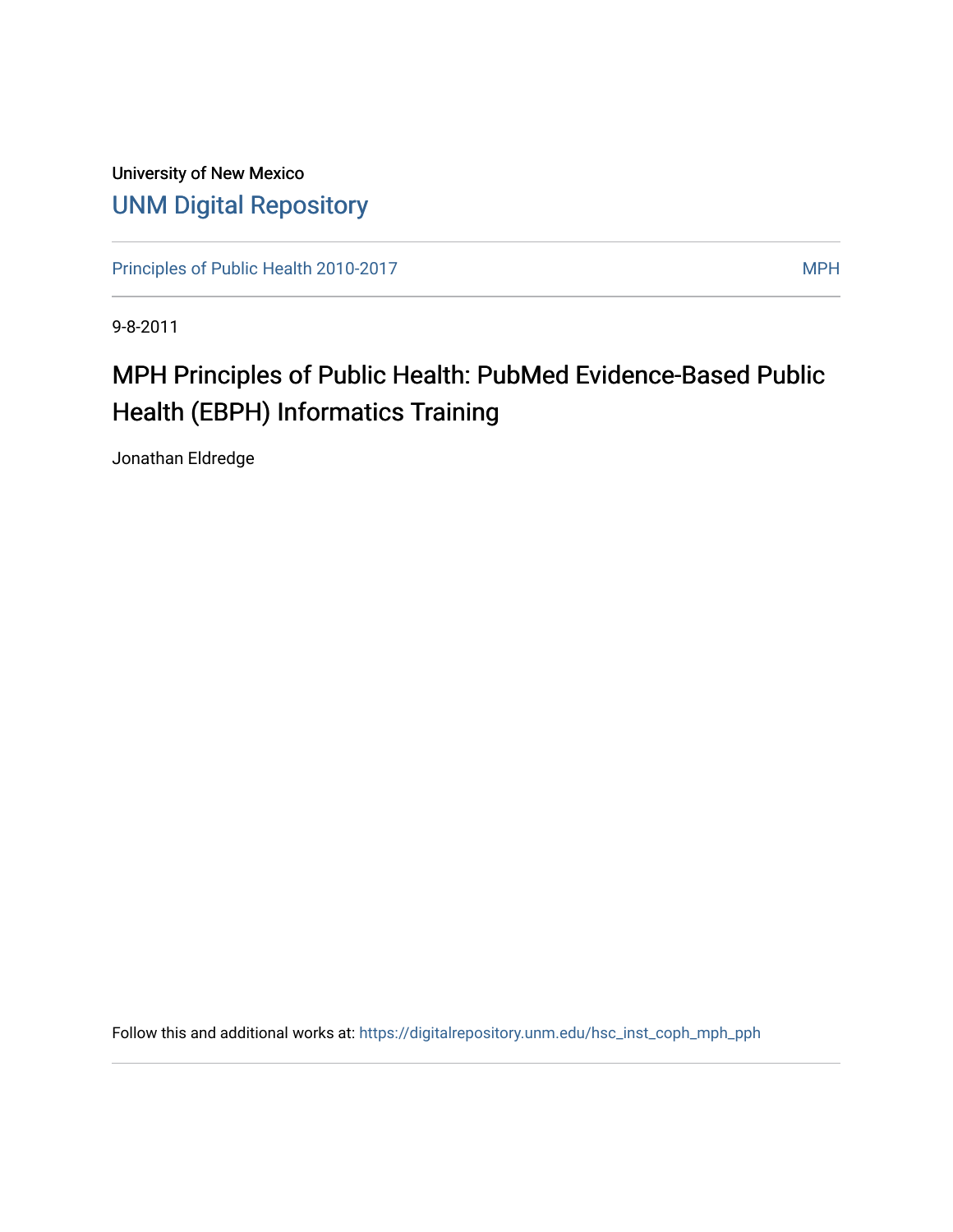University of New Mexico

UNM Digital Repository

Principles of Public Health 2010-2017 | MPH

9-8-2011

# MPH Principles of Public Health: PubMed Evidence-Based Public Health (EBPH) Informatics Training

Jonathan Eldredge

Follow this and additional works at: https://digitalrepository.unm.edu/hsc_inst_coph_mph_pph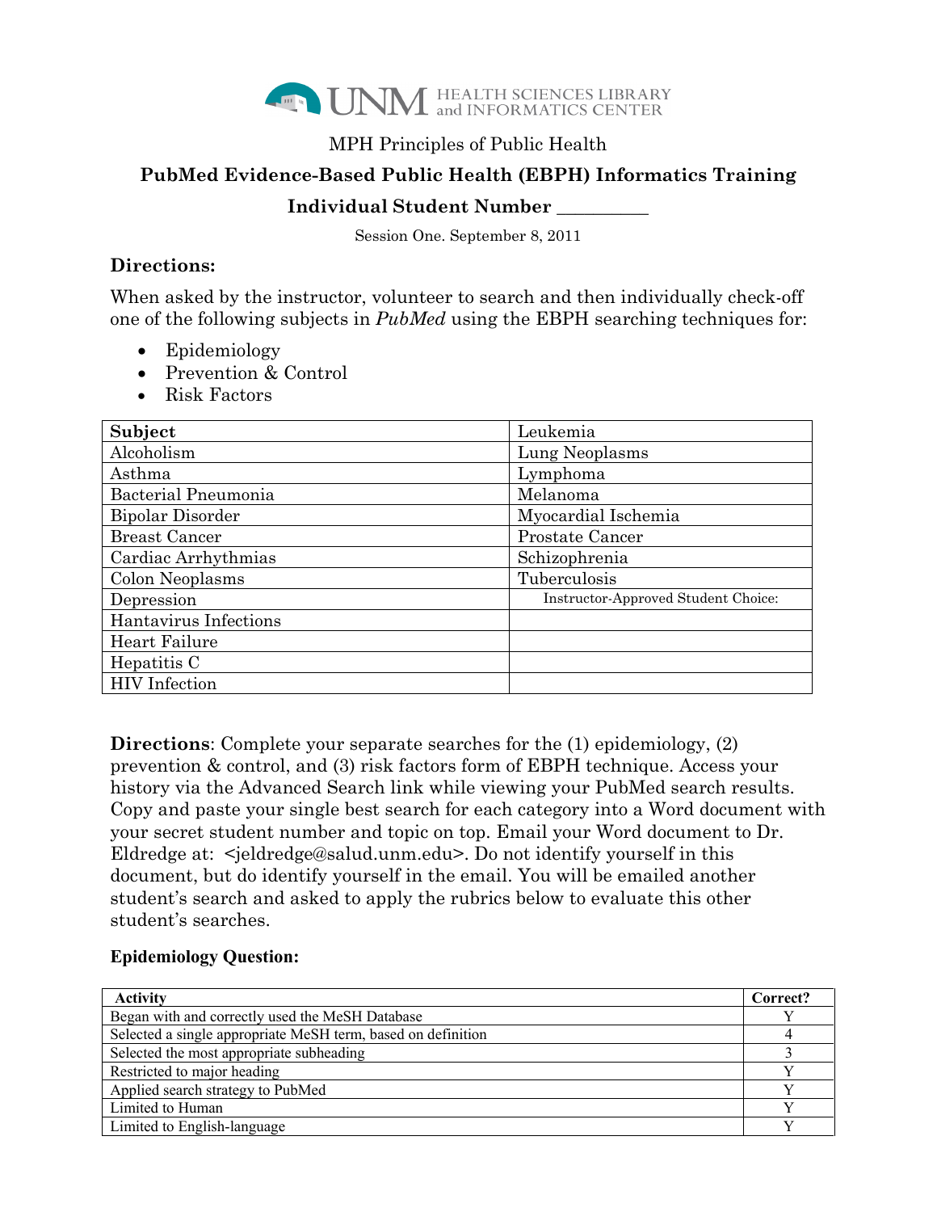UNM HEALTH SCIENCES LIBRARY and INFORMATICS CENTER

MPH Principles of Public Health

**PubMed Evidence-Based Public Health (EBPH) Informatics Training**

**Individual Student Number __________**

Session One. September 8, 2011

**Directions:**

When asked by the instructor, volunteer to search and then individually check-off one of the following subjects in *PubMed* using the EBPH searching techniques for:

- Epidemiology
- Prevention & Control
- Risk Factors

| Subject | Leukemia |
|---|---|
| Alcoholism | Lung Neoplasms |
| Asthma | Lymphoma |
| Bacterial Pneumonia | Melanoma |
| Bipolar Disorder | Myocardial Ischemia |
| Breast Cancer | Prostate Cancer |
| Cardiac Arrhythmias | Schizophrenia |
| Colon Neoplasms | Tuberculosis |
| Depression | Instructor-Approved Student Choice: |
| Hantavirus Infections | |
| Heart Failure | |
| Hepatitis C | |
| HIV Infection | |

**Directions**: Complete your separate searches for the (1) epidemiology, (2) prevention & control, and (3) risk factors form of EBPH technique. Access your history via the Advanced Search link while viewing your PubMed search results. Copy and paste your single best search for each category into a Word document with your secret student number and topic on top. Email your Word document to Dr. Eldredge at: <jeldredge@salud.unm.edu>. Do not identify yourself in this document, but do identify yourself in the email. You will be emailed another student's search and asked to apply the rubrics below to evaluate this other student's searches.

**Epidemiology Question:**

| Activity | Correct? |
|---|---|
| Began with and correctly used the MeSH Database | Y |
| Selected a single appropriate MeSH term, based on definition | 4 |
| Selected the most appropriate subheading | 3 |
| Restricted to major heading | Y |
| Applied search strategy to PubMed | Y |
| Limited to Human | Y |
| Limited to English-language | Y |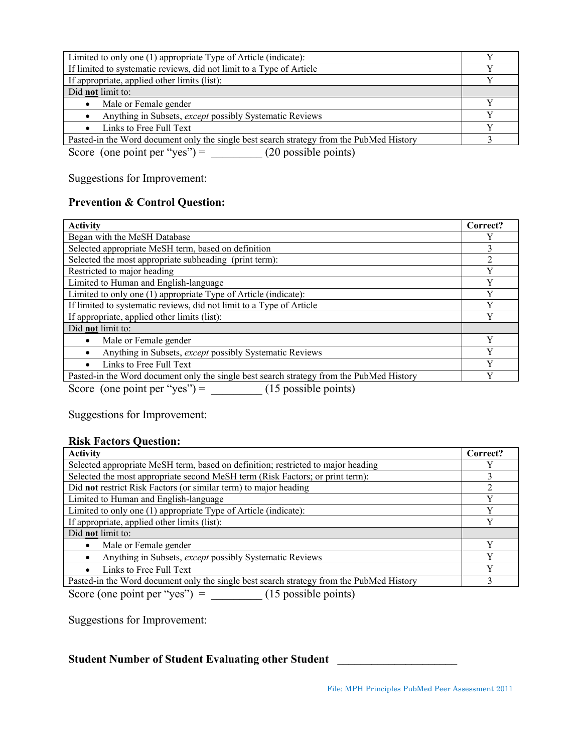| | |
|---|---|
| Limited to only one (1) appropriate Type of Article (indicate): | Y |
| If limited to systematic reviews, did not limit to a Type of Article | Y |
| If appropriate, applied other limits (list): | Y |
| Did **not** limit to: | |
| • Male or Female gender | Y |
| • Anything in Subsets, *except* possibly Systematic Reviews | Y |
| • Links to Free Full Text | Y |
| Pasted-in the Word document only the single best search strategy from the PubMed History | 3 |

Score (one point per "yes") = _________ (20 possible points)

Suggestions for Improvement:

### Prevention & Control Question:

| Activity | Correct? |
|---|---|
| Began with the MeSH Database | Y |
| Selected appropriate MeSH term, based on definition | 3 |
| Selected the most appropriate subheading (print term): | 2 |
| Restricted to major heading | Y |
| Limited to Human and English-language | Y |
| Limited to only one (1) appropriate Type of Article (indicate): | Y |
| If limited to systematic reviews, did not limit to a Type of Article | Y |
| If appropriate, applied other limits (list): | Y |
| Did **not** limit to: | |
| • Male or Female gender | Y |
| • Anything in Subsets, *except* possibly Systematic Reviews | Y |
| • Links to Free Full Text | Y |
| Pasted-in the Word document only the single best search strategy from the PubMed History | Y |

Score (one point per "yes") = _________ (15 possible points)

Suggestions for Improvement:

### Risk Factors Question:

| Activity | Correct? |
|---|---|
| Selected appropriate MeSH term, based on definition; restricted to major heading | Y |
| Selected the most appropriate second MeSH term (Risk Factors; or print term): | 3 |
| Did **not** restrict Risk Factors (or similar term) to major heading | 2 |
| Limited to Human and English-language | Y |
| Limited to only one (1) appropriate Type of Article (indicate): | Y |
| If appropriate, applied other limits (list): | Y |
| Did **not** limit to: | |
| • Male or Female gender | Y |
| • Anything in Subsets, *except* possibly Systematic Reviews | Y |
| • Links to Free Full Text | Y |
| Pasted-in the Word document only the single best search strategy from the PubMed History | 3 |

Score (one point per "yes") = _________ (15 possible points)

Suggestions for Improvement:

**Student Number of Student Evaluating other Student** ____________________

File: MPH Principles PubMed Peer Assessment 2011